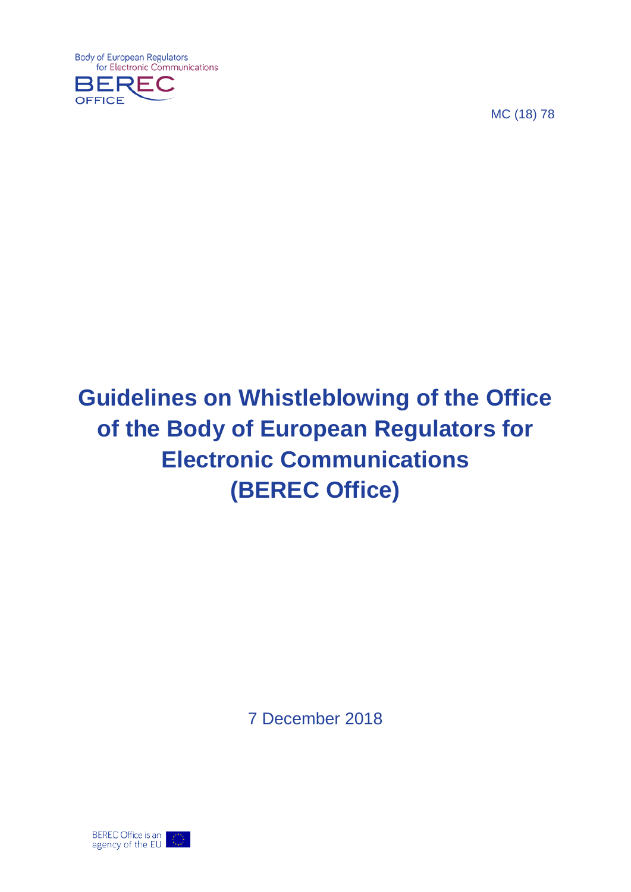Body of European Regulators for Electronic Communications

BEREC OFFICE

MC (18) 78

# Guidelines on Whistleblowing of the Office of the Body of European Regulators for Electronic Communications (BEREC Office)

7 December 2018

BEREC Office is an agency of the EU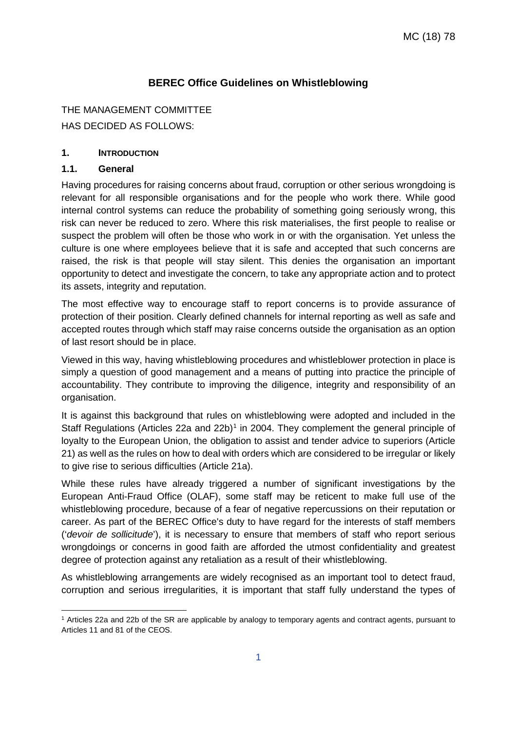# BEREC Office Guidelines on Whistleblowing

THE MANAGEMENT COMMITTEE

HAS DECIDED AS FOLLOWS:

## 1. INTRODUCTION

### 1.1. General

Having procedures for raising concerns about fraud, corruption or other serious wrongdoing is relevant for all responsible organisations and for the people who work there. While good internal control systems can reduce the probability of something going seriously wrong, this risk can never be reduced to zero. Where this risk materialises, the first people to realise or suspect the problem will often be those who work in or with the organisation. Yet unless the culture is one where employees believe that it is safe and accepted that such concerns are raised, the risk is that people will stay silent. This denies the organisation an important opportunity to detect and investigate the concern, to take any appropriate action and to protect its assets, integrity and reputation.

The most effective way to encourage staff to report concerns is to provide assurance of protection of their position. Clearly defined channels for internal reporting as well as safe and accepted routes through which staff may raise concerns outside the organisation as an option of last resort should be in place.

Viewed in this way, having whistleblowing procedures and whistleblower protection in place is simply a question of good management and a means of putting into practice the principle of accountability. They contribute to improving the diligence, integrity and responsibility of an organisation.

It is against this background that rules on whistleblowing were adopted and included in the Staff Regulations (Articles 22a and 22b)[1] in 2004. They complement the general principle of loyalty to the European Union, the obligation to assist and tender advice to superiors (Article 21) as well as the rules on how to deal with orders which are considered to be irregular or likely to give rise to serious difficulties (Article 21a).

While these rules have already triggered a number of significant investigations by the European Anti-Fraud Office (OLAF), some staff may be reticent to make full use of the whistleblowing procedure, because of a fear of negative repercussions on their reputation or career. As part of the BEREC Office's duty to have regard for the interests of staff members (*'devoir de sollicitude'*), it is necessary to ensure that members of staff who report serious wrongdoings or concerns in good faith are afforded the utmost confidentiality and greatest degree of protection against any retaliation as a result of their whistleblowing.

As whistleblowing arrangements are widely recognised as an important tool to detect fraud, corruption and serious irregularities, it is important that staff fully understand the types of

[1] Articles 22a and 22b of the SR are applicable by analogy to temporary agents and contract agents, pursuant to Articles 11 and 81 of the CEOS.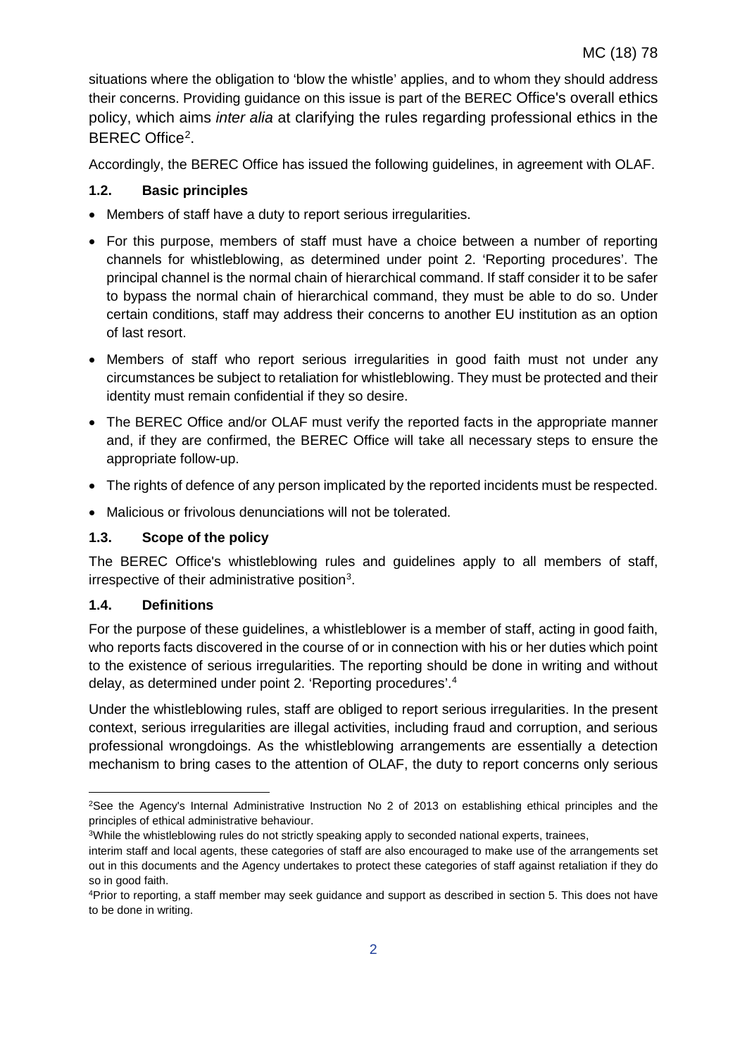situations where the obligation to 'blow the whistle' applies, and to whom they should address their concerns. Providing guidance on this issue is part of the BEREC Office's overall ethics policy, which aims *inter alia* at clarifying the rules regarding professional ethics in the BEREC Office[2].

Accordingly, the BEREC Office has issued the following guidelines, in agreement with OLAF.

### 1.2. Basic principles

- Members of staff have a duty to report serious irregularities.
- For this purpose, members of staff must have a choice between a number of reporting channels for whistleblowing, as determined under point 2. 'Reporting procedures'. The principal channel is the normal chain of hierarchical command. If staff consider it to be safer to bypass the normal chain of hierarchical command, they must be able to do so. Under certain conditions, staff may address their concerns to another EU institution as an option of last resort.
- Members of staff who report serious irregularities in good faith must not under any circumstances be subject to retaliation for whistleblowing. They must be protected and their identity must remain confidential if they so desire.
- The BEREC Office and/or OLAF must verify the reported facts in the appropriate manner and, if they are confirmed, the BEREC Office will take all necessary steps to ensure the appropriate follow-up.
- The rights of defence of any person implicated by the reported incidents must be respected.
- Malicious or frivolous denunciations will not be tolerated.

### 1.3. Scope of the policy

The BEREC Office's whistleblowing rules and guidelines apply to all members of staff, irrespective of their administrative position[3].

### 1.4. Definitions

For the purpose of these guidelines, a whistleblower is a member of staff, acting in good faith, who reports facts discovered in the course of or in connection with his or her duties which point to the existence of serious irregularities. The reporting should be done in writing and without delay, as determined under point 2. 'Reporting procedures'.[4]

Under the whistleblowing rules, staff are obliged to report serious irregularities. In the present context, serious irregularities are illegal activities, including fraud and corruption, and serious professional wrongdoings. As the whistleblowing arrangements are essentially a detection mechanism to bring cases to the attention of OLAF, the duty to report concerns only serious

---

[2] See the Agency's Internal Administrative Instruction No 2 of 2013 on establishing ethical principles and the principles of ethical administrative behaviour.

[3] While the whistleblowing rules do not strictly speaking apply to seconded national experts, trainees, interim staff and local agents, these categories of staff are also encouraged to make use of the arrangements set out in this documents and the Agency undertakes to protect these categories of staff against retaliation if they do so in good faith.

[4] Prior to reporting, a staff member may seek guidance and support as described in section 5. This does not have to be done in writing.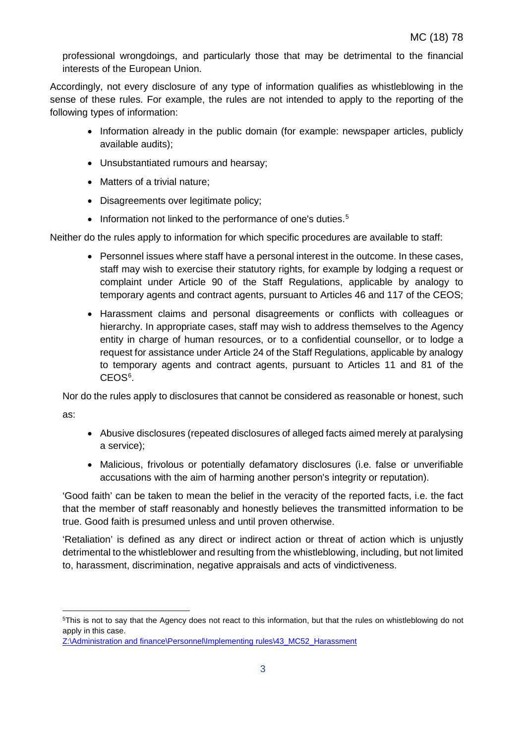professional wrongdoings, and particularly those that may be detrimental to the financial interests of the European Union.

Accordingly, not every disclosure of any type of information qualifies as whistleblowing in the sense of these rules. For example, the rules are not intended to apply to the reporting of the following types of information:

- Information already in the public domain (for example: newspaper articles, publicly available audits);
- Unsubstantiated rumours and hearsay;
- Matters of a trivial nature;
- Disagreements over legitimate policy;
- Information not linked to the performance of one's duties.[5]

Neither do the rules apply to information for which specific procedures are available to staff:

- Personnel issues where staff have a personal interest in the outcome. In these cases, staff may wish to exercise their statutory rights, for example by lodging a request or complaint under Article 90 of the Staff Regulations, applicable by analogy to temporary agents and contract agents, pursuant to Articles 46 and 117 of the CEOS;
- Harassment claims and personal disagreements or conflicts with colleagues or hierarchy. In appropriate cases, staff may wish to address themselves to the Agency entity in charge of human resources, or to a confidential counsellor, or to lodge a request for assistance under Article 24 of the Staff Regulations, applicable by analogy to temporary agents and contract agents, pursuant to Articles 11 and 81 of the CEOS[6].

Nor do the rules apply to disclosures that cannot be considered as reasonable or honest, such as:

- Abusive disclosures (repeated disclosures of alleged facts aimed merely at paralysing a service);
- Malicious, frivolous or potentially defamatory disclosures (i.e. false or unverifiable accusations with the aim of harming another person's integrity or reputation).

'Good faith' can be taken to mean the belief in the veracity of the reported facts, i.e. the fact that the member of staff reasonably and honestly believes the transmitted information to be true. Good faith is presumed unless and until proven otherwise.

'Retaliation' is defined as any direct or indirect action or threat of action which is unjustly detrimental to the whistleblower and resulting from the whistleblowing, including, but not limited to, harassment, discrimination, negative appraisals and acts of vindictiveness.

---

[5] This is not to say that the Agency does not react to this information, but that the rules on whistleblowing do not apply in this case.

[6] Z:\Administration and finance\Personnel\Implementing rules\43_MC52_Harassment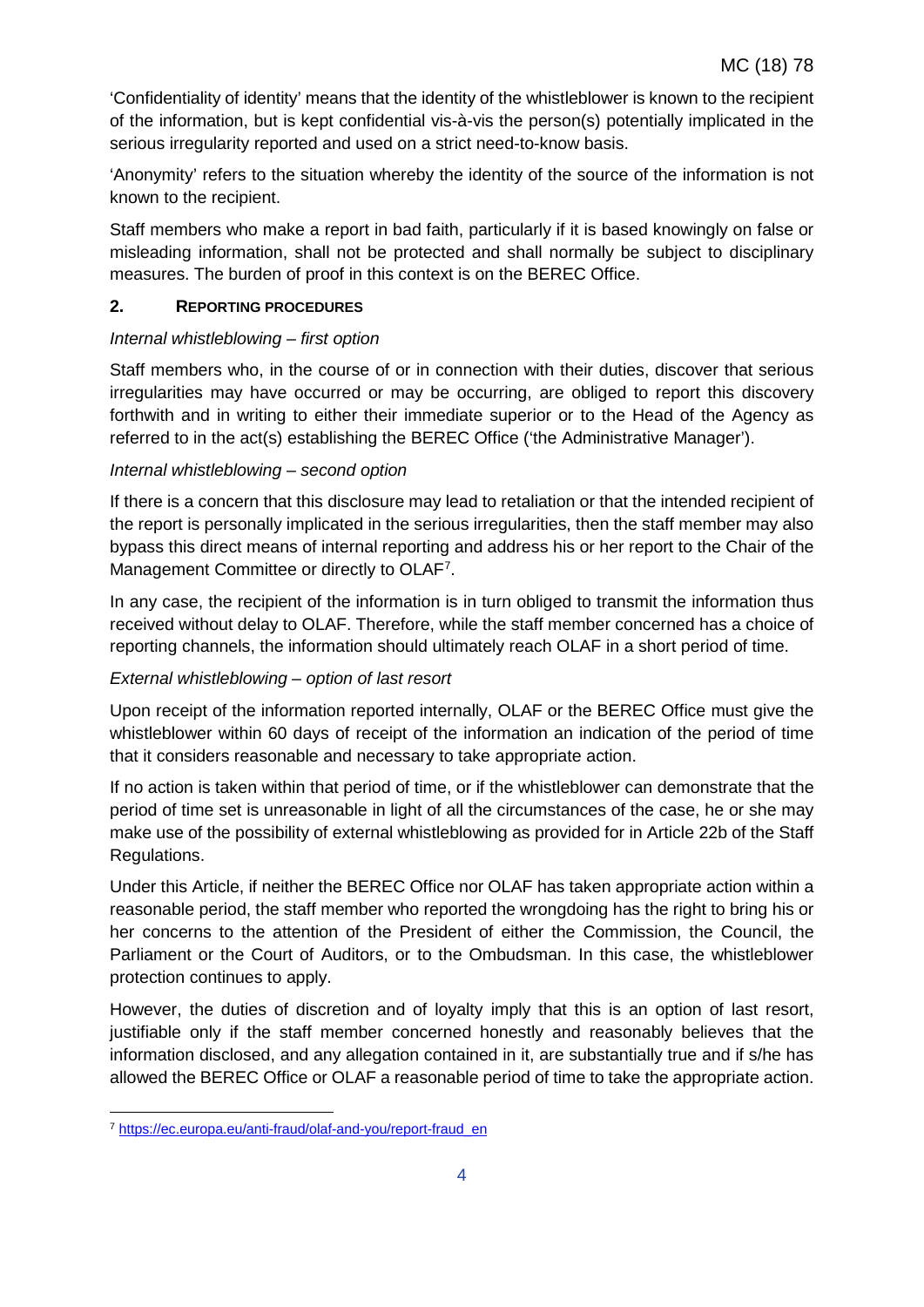'Confidentiality of identity' means that the identity of the whistleblower is known to the recipient of the information, but is kept confidential vis-à-vis the person(s) potentially implicated in the serious irregularity reported and used on a strict need-to-know basis.

'Anonymity' refers to the situation whereby the identity of the source of the information is not known to the recipient.

Staff members who make a report in bad faith, particularly if it is based knowingly on false or misleading information, shall not be protected and shall normally be subject to disciplinary measures. The burden of proof in this context is on the BEREC Office.

## 2. REPORTING PROCEDURES

*Internal whistleblowing – first option*

Staff members who, in the course of or in connection with their duties, discover that serious irregularities may have occurred or may be occurring, are obliged to report this discovery forthwith and in writing to either their immediate superior or to the Head of the Agency as referred to in the act(s) establishing the BEREC Office ('the Administrative Manager').

*Internal whistleblowing – second option*

If there is a concern that this disclosure may lead to retaliation or that the intended recipient of the report is personally implicated in the serious irregularities, then the staff member may also bypass this direct means of internal reporting and address his or her report to the Chair of the Management Committee or directly to OLAF[7].

In any case, the recipient of the information is in turn obliged to transmit the information thus received without delay to OLAF. Therefore, while the staff member concerned has a choice of reporting channels, the information should ultimately reach OLAF in a short period of time.

*External whistleblowing – option of last resort*

Upon receipt of the information reported internally, OLAF or the BEREC Office must give the whistleblower within 60 days of receipt of the information an indication of the period of time that it considers reasonable and necessary to take appropriate action.

If no action is taken within that period of time, or if the whistleblower can demonstrate that the period of time set is unreasonable in light of all the circumstances of the case, he or she may make use of the possibility of external whistleblowing as provided for in Article 22b of the Staff Regulations.

Under this Article, if neither the BEREC Office nor OLAF has taken appropriate action within a reasonable period, the staff member who reported the wrongdoing has the right to bring his or her concerns to the attention of the President of either the Commission, the Council, the Parliament or the Court of Auditors, or to the Ombudsman. In this case, the whistleblower protection continues to apply.

However, the duties of discretion and of loyalty imply that this is an option of last resort, justifiable only if the staff member concerned honestly and reasonably believes that the information disclosed, and any allegation contained in it, are substantially true and if s/he has allowed the BEREC Office or OLAF a reasonable period of time to take the appropriate action.

[7] https://ec.europa.eu/anti-fraud/olaf-and-you/report-fraud_en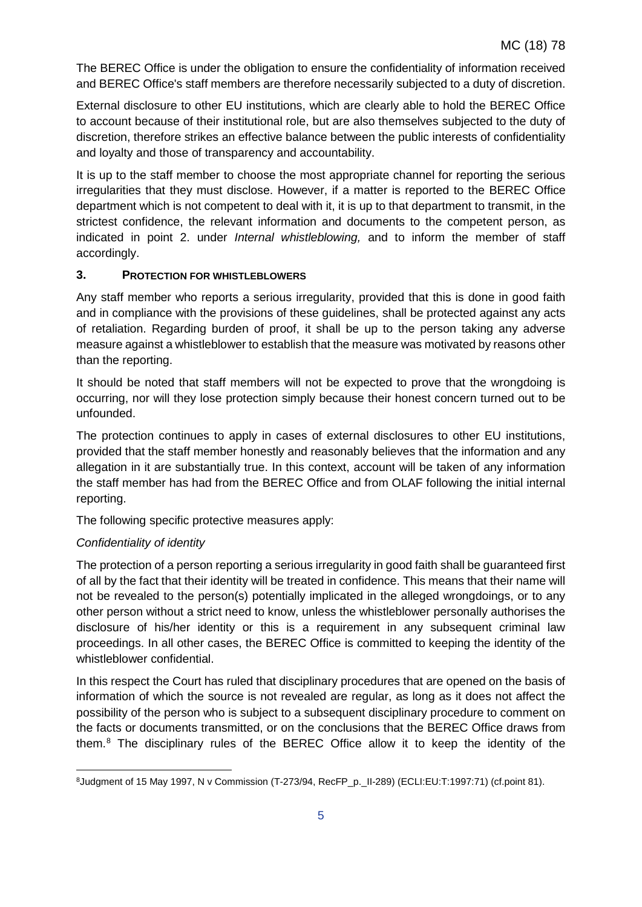The BEREC Office is under the obligation to ensure the confidentiality of information received and BEREC Office's staff members are therefore necessarily subjected to a duty of discretion.

External disclosure to other EU institutions, which are clearly able to hold the BEREC Office to account because of their institutional role, but are also themselves subjected to the duty of discretion, therefore strikes an effective balance between the public interests of confidentiality and loyalty and those of transparency and accountability.

It is up to the staff member to choose the most appropriate channel for reporting the serious irregularities that they must disclose. However, if a matter is reported to the BEREC Office department which is not competent to deal with it, it is up to that department to transmit, in the strictest confidence, the relevant information and documents to the competent person, as indicated in point 2. under *Internal whistleblowing,* and to inform the member of staff accordingly.

## 3. PROTECTION FOR WHISTLEBLOWERS

Any staff member who reports a serious irregularity, provided that this is done in good faith and in compliance with the provisions of these guidelines, shall be protected against any acts of retaliation. Regarding burden of proof, it shall be up to the person taking any adverse measure against a whistleblower to establish that the measure was motivated by reasons other than the reporting.

It should be noted that staff members will not be expected to prove that the wrongdoing is occurring, nor will they lose protection simply because their honest concern turned out to be unfounded.

The protection continues to apply in cases of external disclosures to other EU institutions, provided that the staff member honestly and reasonably believes that the information and any allegation in it are substantially true. In this context, account will be taken of any information the staff member has had from the BEREC Office and from OLAF following the initial internal reporting.

The following specific protective measures apply:

*Confidentiality of identity*

The protection of a person reporting a serious irregularity in good faith shall be guaranteed first of all by the fact that their identity will be treated in confidence. This means that their name will not be revealed to the person(s) potentially implicated in the alleged wrongdoings, or to any other person without a strict need to know, unless the whistleblower personally authorises the disclosure of his/her identity or this is a requirement in any subsequent criminal law proceedings. In all other cases, the BEREC Office is committed to keeping the identity of the whistleblower confidential.

In this respect the Court has ruled that disciplinary procedures that are opened on the basis of information of which the source is not revealed are regular, as long as it does not affect the possibility of the person who is subject to a subsequent disciplinary procedure to comment on the facts or documents transmitted, or on the conclusions that the BEREC Office draws from them.[8] The disciplinary rules of the BEREC Office allow it to keep the identity of the

[8] Judgment of 15 May 1997, N v Commission (T-273/94, RecFP_p._II-289) (ECLI:EU:T:1997:71) (cf.point 81).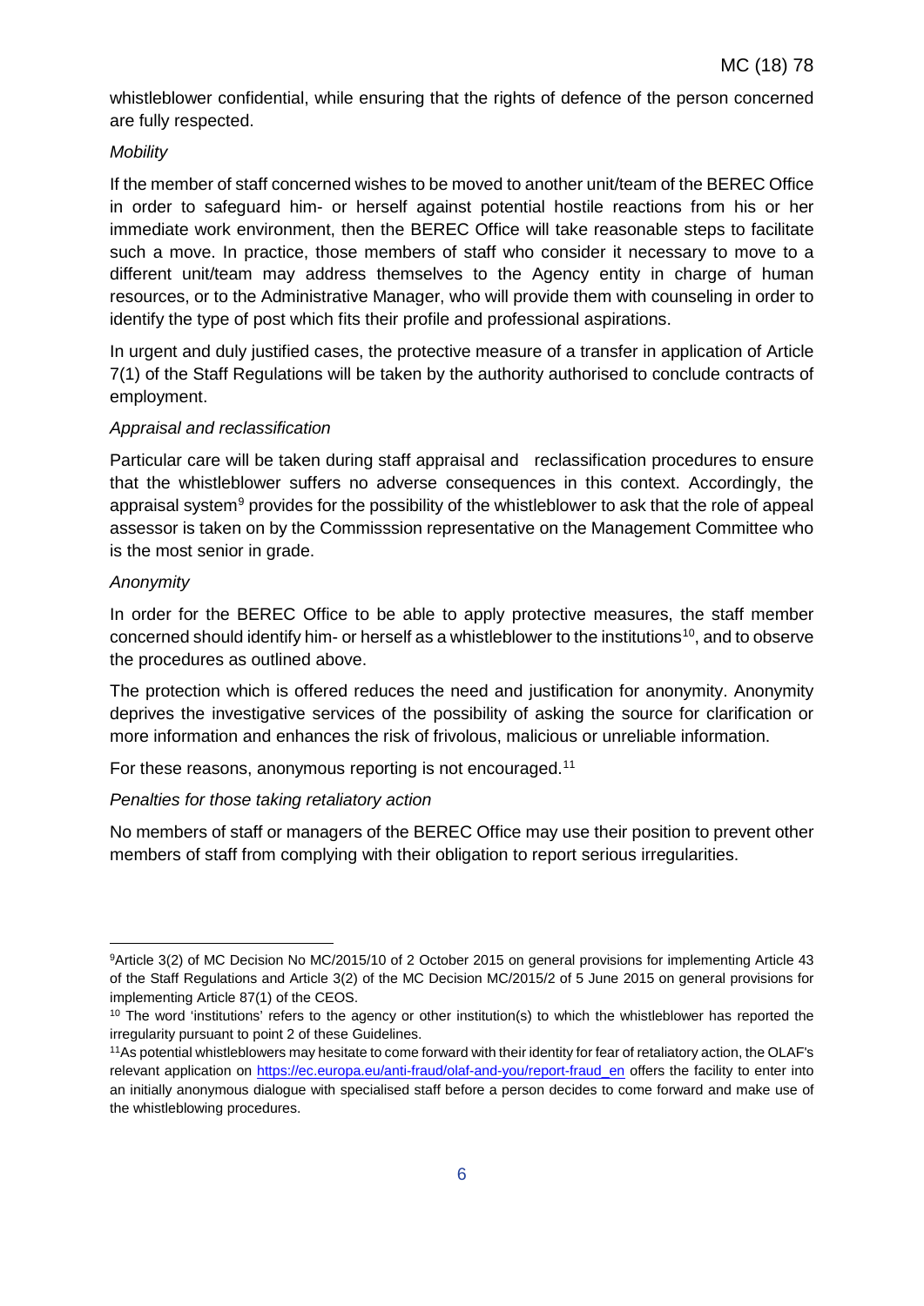whistleblower confidential, while ensuring that the rights of defence of the person concerned are fully respected.

*Mobility*

If the member of staff concerned wishes to be moved to another unit/team of the BEREC Office in order to safeguard him- or herself against potential hostile reactions from his or her immediate work environment, then the BEREC Office will take reasonable steps to facilitate such a move. In practice, those members of staff who consider it necessary to move to a different unit/team may address themselves to the Agency entity in charge of human resources, or to the Administrative Manager, who will provide them with counseling in order to identify the type of post which fits their profile and professional aspirations.

In urgent and duly justified cases, the protective measure of a transfer in application of Article 7(1) of the Staff Regulations will be taken by the authority authorised to conclude contracts of employment.

*Appraisal and reclassification*

Particular care will be taken during staff appraisal and reclassification procedures to ensure that the whistleblower suffers no adverse consequences in this context. Accordingly, the appraisal system[9] provides for the possibility of the whistleblower to ask that the role of appeal assessor is taken on by the Commisssion representative on the Management Committee who is the most senior in grade.

*Anonymity*

In order for the BEREC Office to be able to apply protective measures, the staff member concerned should identify him- or herself as a whistleblower to the institutions[10], and to observe the procedures as outlined above.

The protection which is offered reduces the need and justification for anonymity. Anonymity deprives the investigative services of the possibility of asking the source for clarification or more information and enhances the risk of frivolous, malicious or unreliable information.

For these reasons, anonymous reporting is not encouraged.[11]

*Penalties for those taking retaliatory action*

No members of staff or managers of the BEREC Office may use their position to prevent other members of staff from complying with their obligation to report serious irregularities.

---

[9] Article 3(2) of MC Decision No MC/2015/10 of 2 October 2015 on general provisions for implementing Article 43 of the Staff Regulations and Article 3(2) of the MC Decision MC/2015/2 of 5 June 2015 on general provisions for implementing Article 87(1) of the CEOS.

[10] The word 'institutions' refers to the agency or other institution(s) to which the whistleblower has reported the irregularity pursuant to point 2 of these Guidelines.

[11] As potential whistleblowers may hesitate to come forward with their identity for fear of retaliatory action, the OLAF's relevant application on https://ec.europa.eu/anti-fraud/olaf-and-you/report-fraud_en offers the facility to enter into an initially anonymous dialogue with specialised staff before a person decides to come forward and make use of the whistleblowing procedures.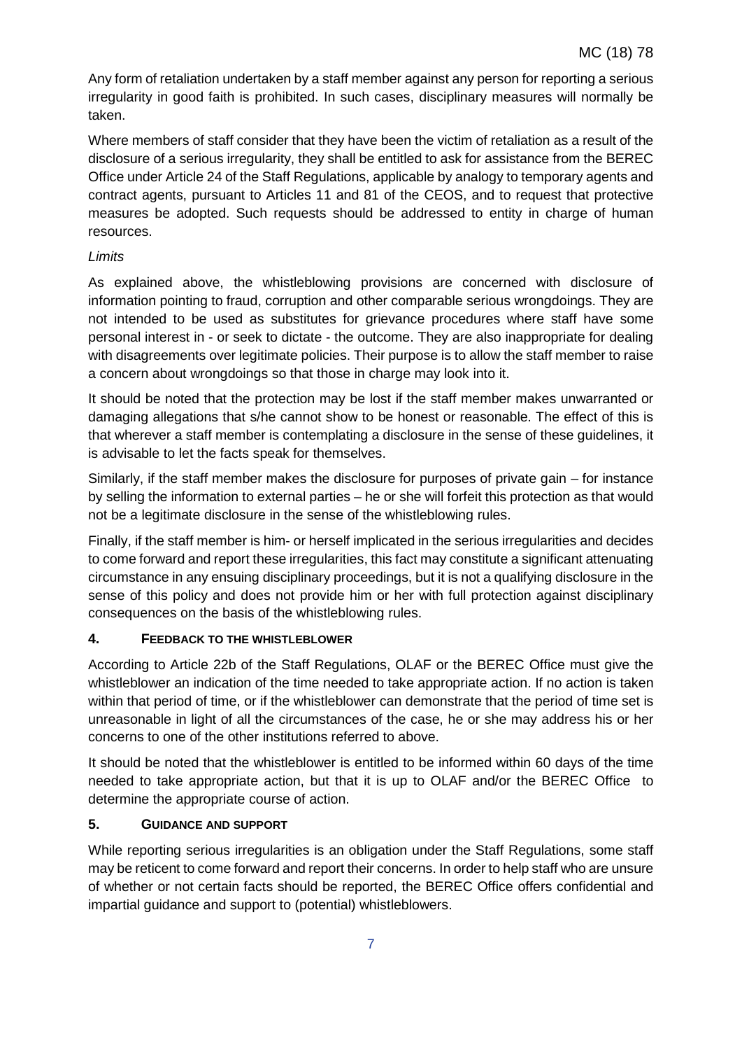Any form of retaliation undertaken by a staff member against any person for reporting a serious irregularity in good faith is prohibited. In such cases, disciplinary measures will normally be taken.

Where members of staff consider that they have been the victim of retaliation as a result of the disclosure of a serious irregularity, they shall be entitled to ask for assistance from the BEREC Office under Article 24 of the Staff Regulations, applicable by analogy to temporary agents and contract agents, pursuant to Articles 11 and 81 of the CEOS, and to request that protective measures be adopted. Such requests should be addressed to entity in charge of human resources.

*Limits*

As explained above, the whistleblowing provisions are concerned with disclosure of information pointing to fraud, corruption and other comparable serious wrongdoings. They are not intended to be used as substitutes for grievance procedures where staff have some personal interest in - or seek to dictate - the outcome. They are also inappropriate for dealing with disagreements over legitimate policies. Their purpose is to allow the staff member to raise a concern about wrongdoings so that those in charge may look into it.

It should be noted that the protection may be lost if the staff member makes unwarranted or damaging allegations that s/he cannot show to be honest or reasonable. The effect of this is that wherever a staff member is contemplating a disclosure in the sense of these guidelines, it is advisable to let the facts speak for themselves.

Similarly, if the staff member makes the disclosure for purposes of private gain – for instance by selling the information to external parties – he or she will forfeit this protection as that would not be a legitimate disclosure in the sense of the whistleblowing rules.

Finally, if the staff member is him- or herself implicated in the serious irregularities and decides to come forward and report these irregularities, this fact may constitute a significant attenuating circumstance in any ensuing disciplinary proceedings, but it is not a qualifying disclosure in the sense of this policy and does not provide him or her with full protection against disciplinary consequences on the basis of the whistleblowing rules.

## 4. FEEDBACK TO THE WHISTLEBLOWER

According to Article 22b of the Staff Regulations, OLAF or the BEREC Office must give the whistleblower an indication of the time needed to take appropriate action. If no action is taken within that period of time, or if the whistleblower can demonstrate that the period of time set is unreasonable in light of all the circumstances of the case, he or she may address his or her concerns to one of the other institutions referred to above.

It should be noted that the whistleblower is entitled to be informed within 60 days of the time needed to take appropriate action, but that it is up to OLAF and/or the BEREC Office to determine the appropriate course of action.

## 5. GUIDANCE AND SUPPORT

While reporting serious irregularities is an obligation under the Staff Regulations, some staff may be reticent to come forward and report their concerns. In order to help staff who are unsure of whether or not certain facts should be reported, the BEREC Office offers confidential and impartial guidance and support to (potential) whistleblowers.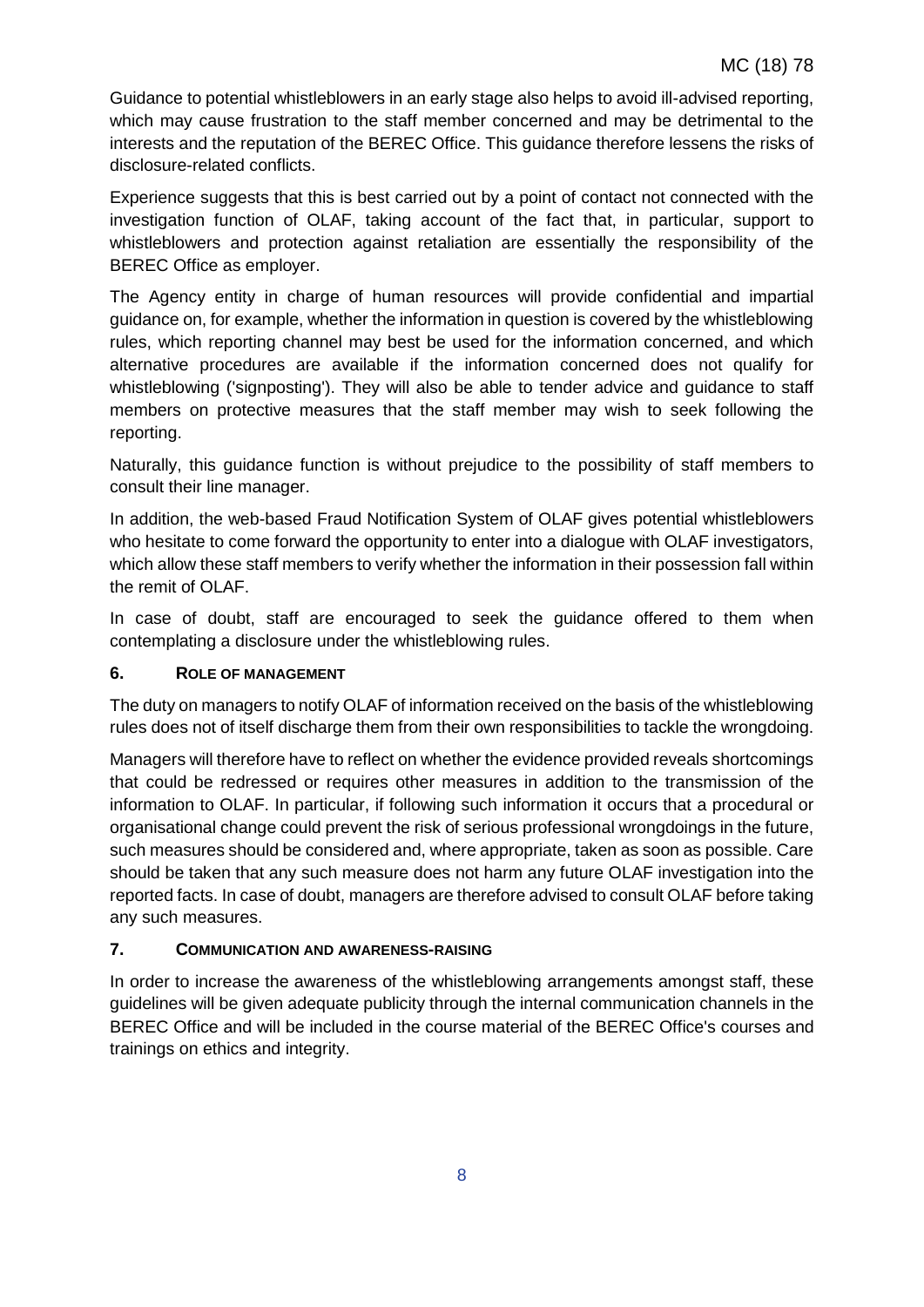Guidance to potential whistleblowers in an early stage also helps to avoid ill-advised reporting, which may cause frustration to the staff member concerned and may be detrimental to the interests and the reputation of the BEREC Office. This guidance therefore lessens the risks of disclosure-related conflicts.

Experience suggests that this is best carried out by a point of contact not connected with the investigation function of OLAF, taking account of the fact that, in particular, support to whistleblowers and protection against retaliation are essentially the responsibility of the BEREC Office as employer.

The Agency entity in charge of human resources will provide confidential and impartial guidance on, for example, whether the information in question is covered by the whistleblowing rules, which reporting channel may best be used for the information concerned, and which alternative procedures are available if the information concerned does not qualify for whistleblowing ('signposting'). They will also be able to tender advice and guidance to staff members on protective measures that the staff member may wish to seek following the reporting.

Naturally, this guidance function is without prejudice to the possibility of staff members to consult their line manager.

In addition, the web-based Fraud Notification System of OLAF gives potential whistleblowers who hesitate to come forward the opportunity to enter into a dialogue with OLAF investigators, which allow these staff members to verify whether the information in their possession fall within the remit of OLAF.

In case of doubt, staff are encouraged to seek the guidance offered to them when contemplating a disclosure under the whistleblowing rules.

## 6. ROLE OF MANAGEMENT

The duty on managers to notify OLAF of information received on the basis of the whistleblowing rules does not of itself discharge them from their own responsibilities to tackle the wrongdoing.

Managers will therefore have to reflect on whether the evidence provided reveals shortcomings that could be redressed or requires other measures in addition to the transmission of the information to OLAF. In particular, if following such information it occurs that a procedural or organisational change could prevent the risk of serious professional wrongdoings in the future, such measures should be considered and, where appropriate, taken as soon as possible. Care should be taken that any such measure does not harm any future OLAF investigation into the reported facts. In case of doubt, managers are therefore advised to consult OLAF before taking any such measures.

## 7. COMMUNICATION AND AWARENESS-RAISING

In order to increase the awareness of the whistleblowing arrangements amongst staff, these guidelines will be given adequate publicity through the internal communication channels in the BEREC Office and will be included in the course material of the BEREC Office's courses and trainings on ethics and integrity.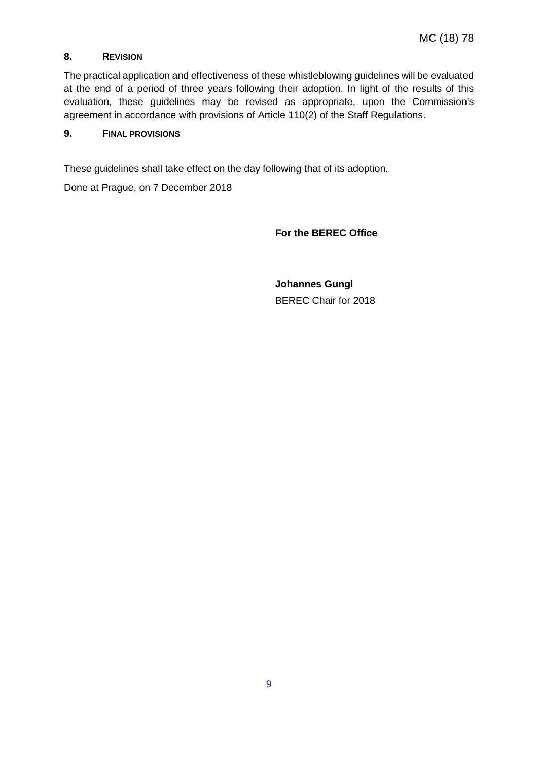## 8. REVISION

The practical application and effectiveness of these whistleblowing guidelines will be evaluated at the end of a period of three years following their adoption. In light of the results of this evaluation, these guidelines may be revised as appropriate, upon the Commission's agreement in accordance with provisions of Article 110(2) of the Staff Regulations.

## 9. FINAL PROVISIONS

These guidelines shall take effect on the day following that of its adoption.

Done at Prague, on 7 December 2018

**For the BEREC Office**

**Johannes Gungl**
BEREC Chair for 2018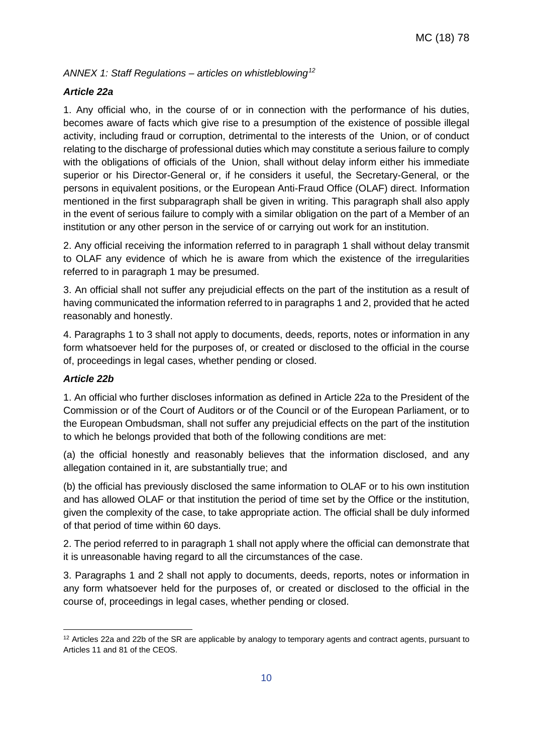*ANNEX 1: Staff Regulations – articles on whistleblowing*[12]

***Article 22a***

1. Any official who, in the course of or in connection with the performance of his duties, becomes aware of facts which give rise to a presumption of the existence of possible illegal activity, including fraud or corruption, detrimental to the interests of the Union, or of conduct relating to the discharge of professional duties which may constitute a serious failure to comply with the obligations of officials of the Union, shall without delay inform either his immediate superior or his Director-General or, if he considers it useful, the Secretary-General, or the persons in equivalent positions, or the European Anti-Fraud Office (OLAF) direct. Information mentioned in the first subparagraph shall be given in writing. This paragraph shall also apply in the event of serious failure to comply with a similar obligation on the part of a Member of an institution or any other person in the service of or carrying out work for an institution.

2. Any official receiving the information referred to in paragraph 1 shall without delay transmit to OLAF any evidence of which he is aware from which the existence of the irregularities referred to in paragraph 1 may be presumed.

3. An official shall not suffer any prejudicial effects on the part of the institution as a result of having communicated the information referred to in paragraphs 1 and 2, provided that he acted reasonably and honestly.

4. Paragraphs 1 to 3 shall not apply to documents, deeds, reports, notes or information in any form whatsoever held for the purposes of, or created or disclosed to the official in the course of, proceedings in legal cases, whether pending or closed.

***Article 22b***

1. An official who further discloses information as defined in Article 22a to the President of the Commission or of the Court of Auditors or of the Council or of the European Parliament, or to the European Ombudsman, shall not suffer any prejudicial effects on the part of the institution to which he belongs provided that both of the following conditions are met:

(a) the official honestly and reasonably believes that the information disclosed, and any allegation contained in it, are substantially true; and

(b) the official has previously disclosed the same information to OLAF or to his own institution and has allowed OLAF or that institution the period of time set by the Office or the institution, given the complexity of the case, to take appropriate action. The official shall be duly informed of that period of time within 60 days.

2. The period referred to in paragraph 1 shall not apply where the official can demonstrate that it is unreasonable having regard to all the circumstances of the case.

3. Paragraphs 1 and 2 shall not apply to documents, deeds, reports, notes or information in any form whatsoever held for the purposes of, or created or disclosed to the official in the course of, proceedings in legal cases, whether pending or closed.

---

[12] Articles 22a and 22b of the SR are applicable by analogy to temporary agents and contract agents, pursuant to Articles 11 and 81 of the CEOS.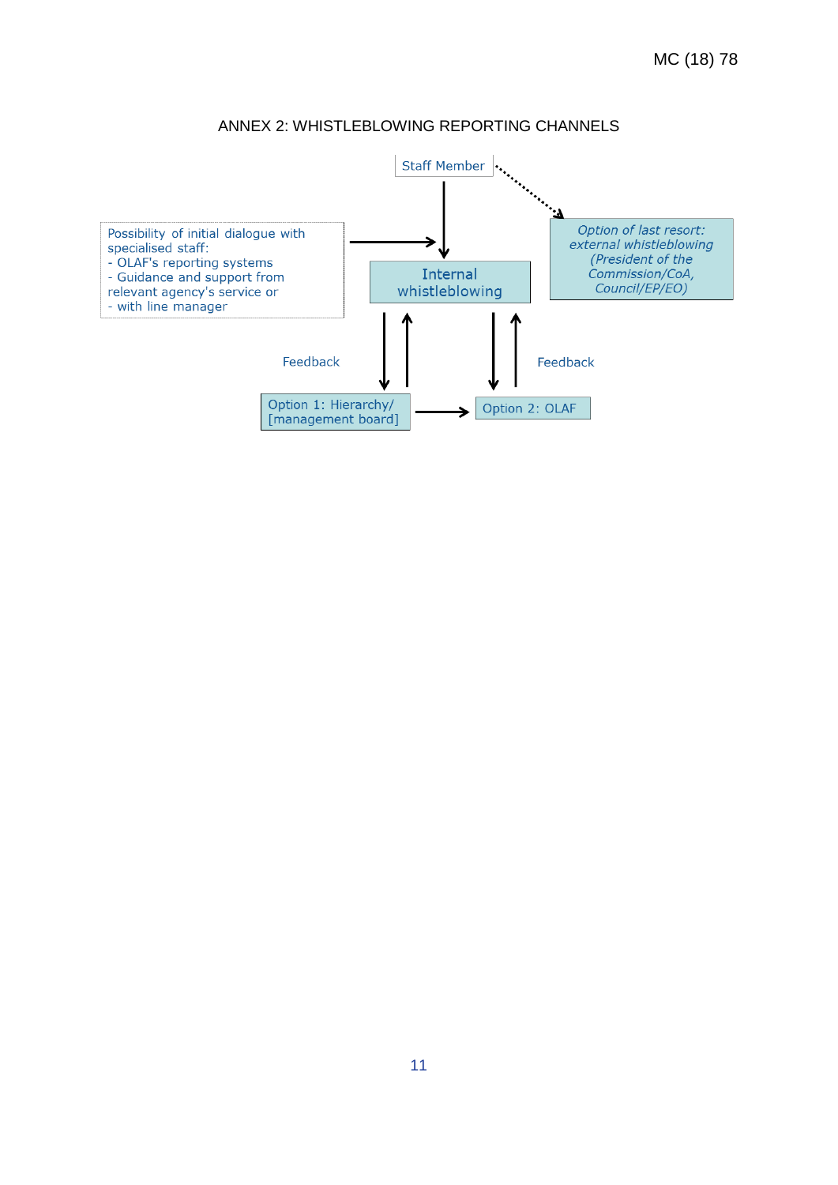# ANNEX 2: WHISTLEBLOWING REPORTING CHANNELS

Staff Member

Possibility of initial dialogue with specialised staff:
- OLAF's reporting systems
- Guidance and support from relevant agency's service or
- with line manager

Internal whistleblowing

*Option of last resort: external whistleblowing (President of the Commission/CoA, Council/EP/EO)*

Feedback

Feedback

Option 1: Hierarchy/ [management board]

Option 2: OLAF